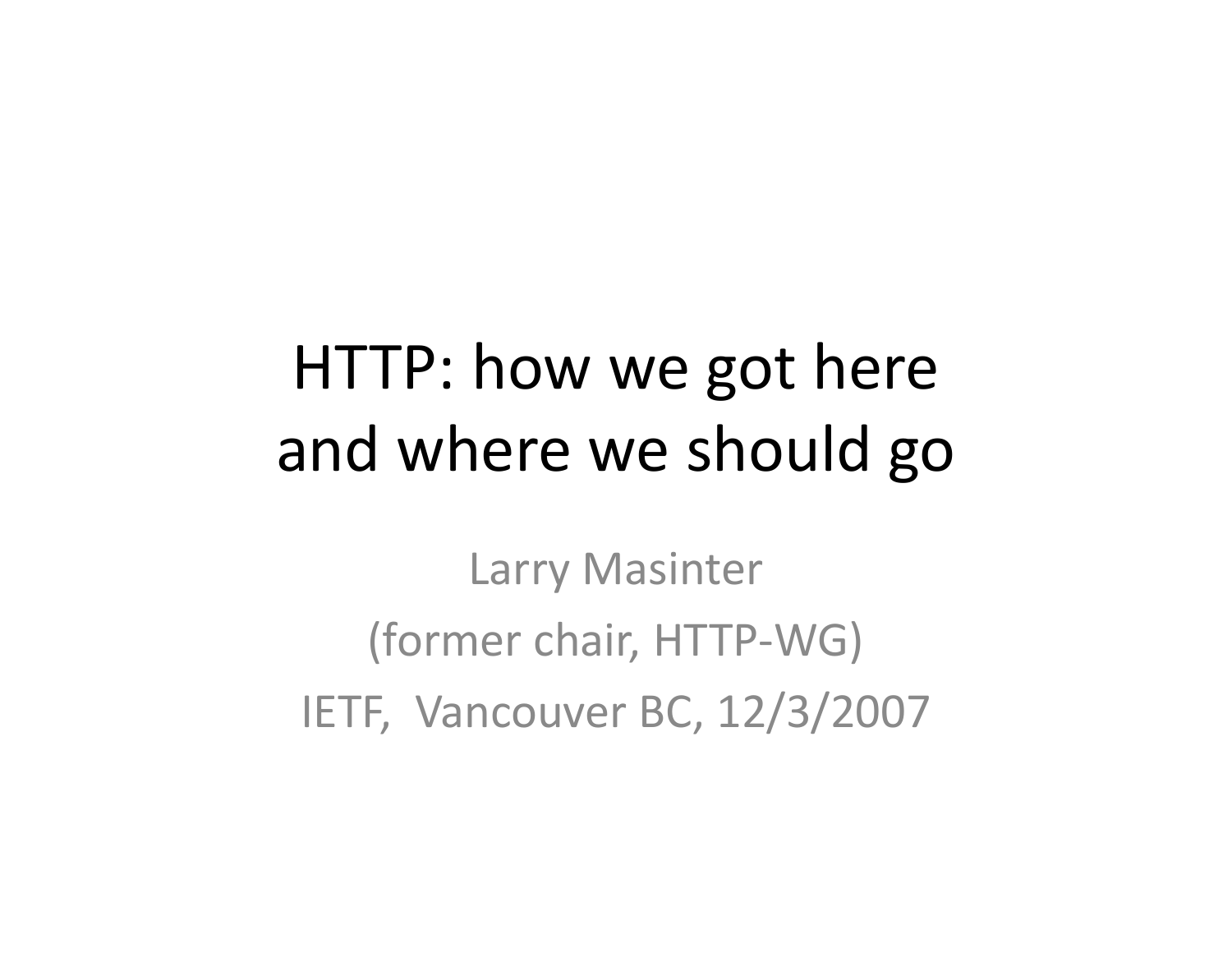# HTTP: how we got here and where we should go

Larry Masinter

(former chair, HTTP-WG)

IETF, Vancouver BC, 12/3/2007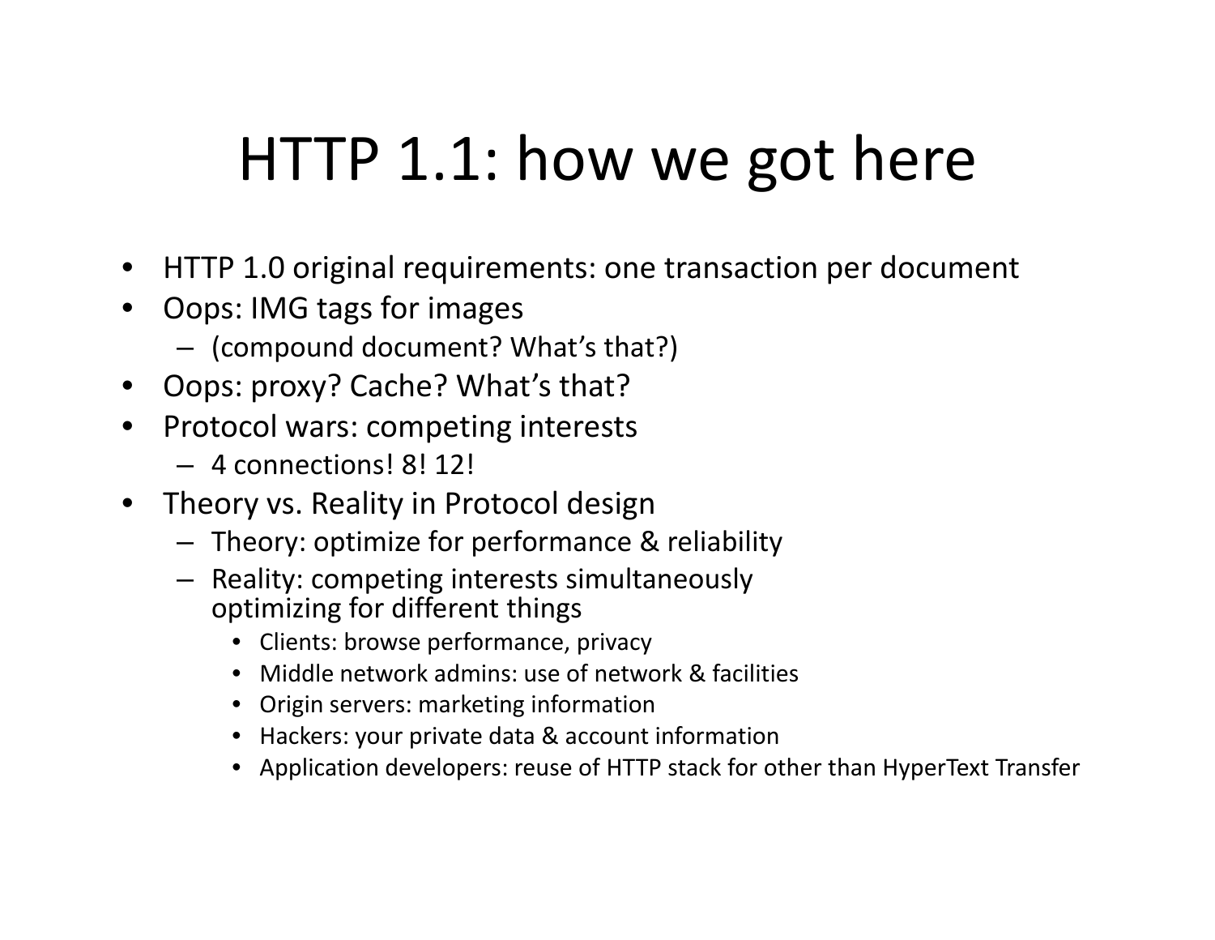# HTTP 1.1: how we got here

- HTTP 1.0 original requirements: one transaction per document
- Oops: IMG tags for images
  - (compound document? What's that?)
- Oops: proxy? Cache? What's that?
- Protocol wars: competing interests
  - 4 connections! 8! 12!
- Theory vs. Reality in Protocol design
  - Theory: optimize for performance & reliability
  - Reality: competing interests simultaneously optimizing for different things
    - Clients: browse performance, privacy
    - Middle network admins: use of network & facilities
    - Origin servers: marketing information
    - Hackers: your private data & account information
    - Application developers: reuse of HTTP stack for other than HyperText Transfer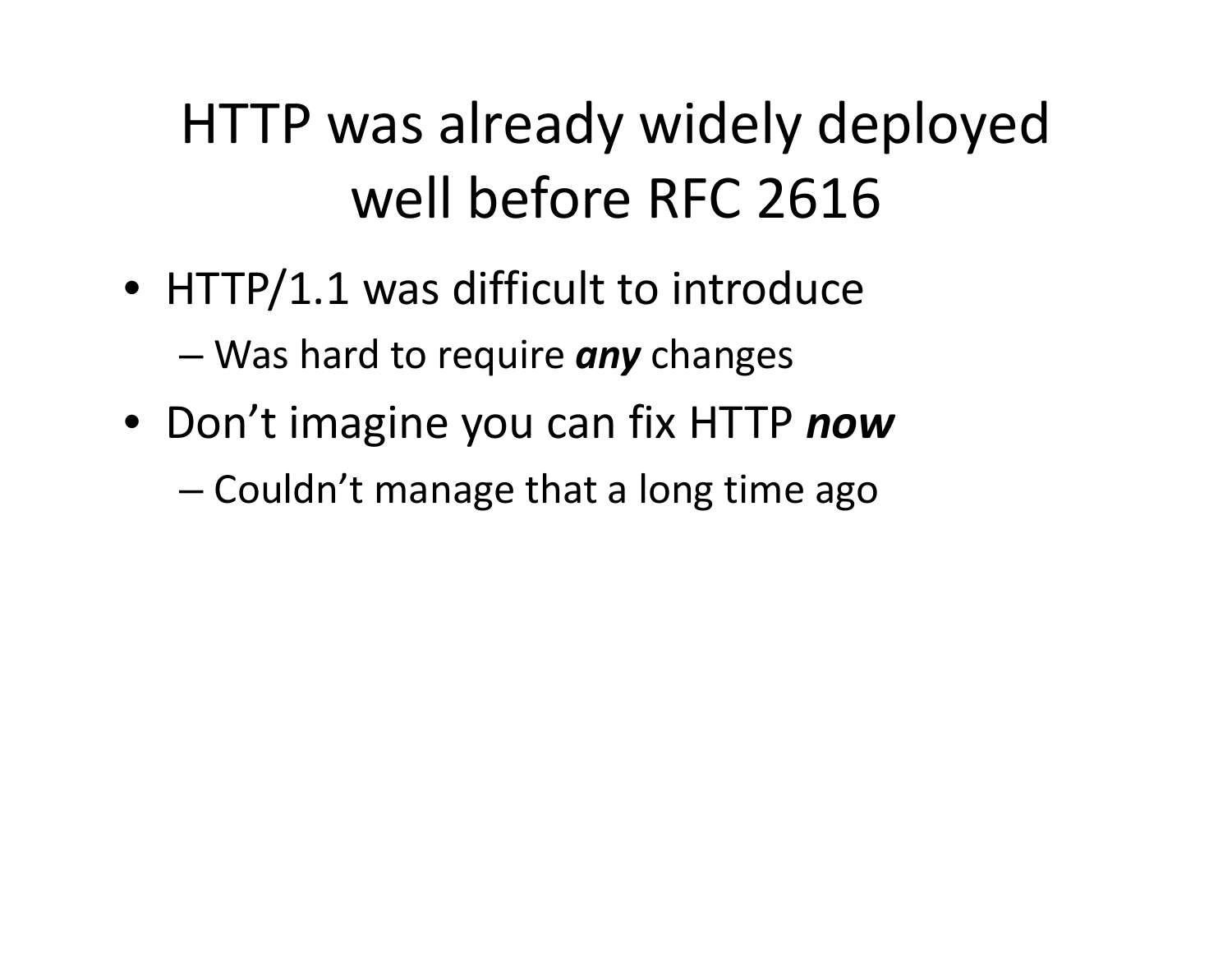# HTTP was already widely deployed well before RFC 2616

- HTTP/1.1 was difficult to introduce
  - Was hard to require ***any*** changes
- Don't imagine you can fix HTTP ***now***
  - Couldn't manage that a long time ago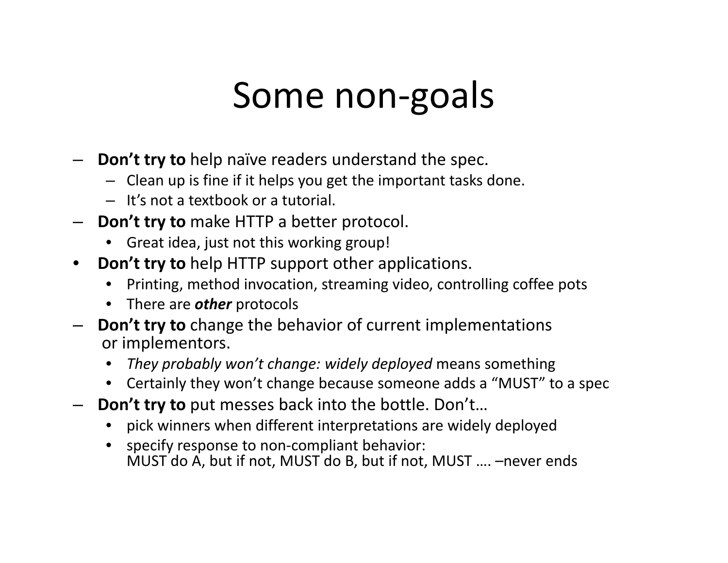# Some non-goals

- **Don't try to** help naïve readers understand the spec.
  - Clean up is fine if it helps you get the important tasks done.
  - It's not a textbook or a tutorial.
- **Don't try to** make HTTP a better protocol.
  - Great idea, just not this working group!
- **Don't try to** help HTTP support other applications.
  - Printing, method invocation, streaming video, controlling coffee pots
  - There are ***other*** protocols
- **Don't try to** change the behavior of current implementations or implementors.
  - *They probably won't change: widely deployed* means something
  - Certainly they won't change because someone adds a "MUST" to a spec
- **Don't try to** put messes back into the bottle. Don't…
  - pick winners when different interpretations are widely deployed
  - specify response to non-compliant behavior:
    MUST do A, but if not, MUST do B, but if not, MUST …. –never ends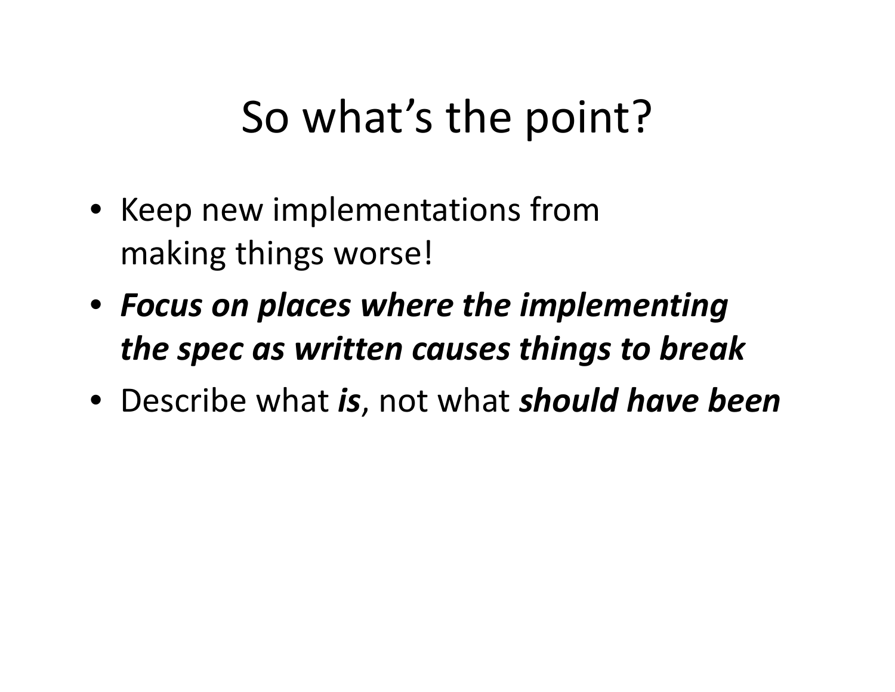# So what's the point?

- Keep new implementations from making things worse!
- ***Focus on places where the implementing the spec as written causes things to break***
- Describe what ***is***, not what ***should have been***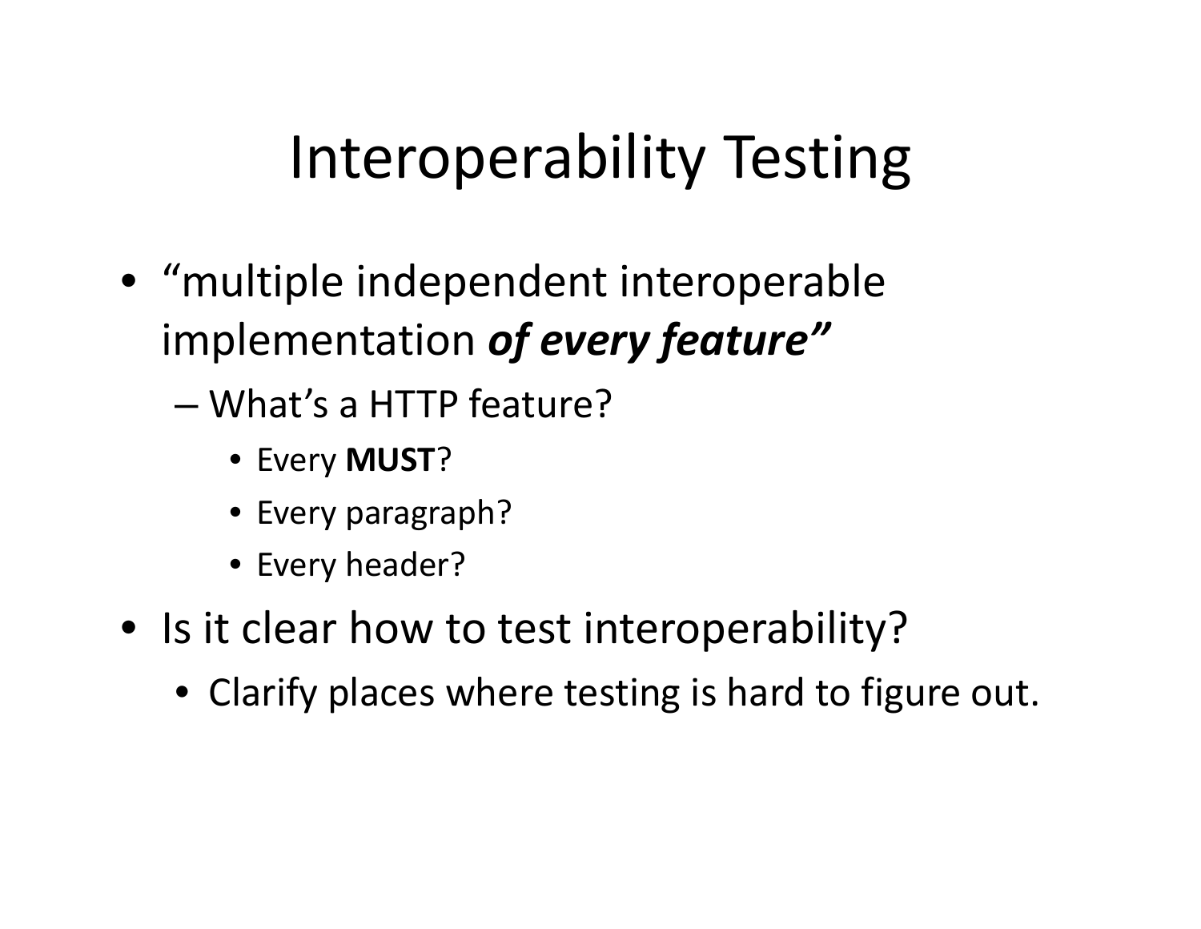# Interoperability Testing

- "multiple independent interoperable implementation ***of every feature"***
  - What's a HTTP feature?
    - Every **MUST**?
    - Every paragraph?
    - Every header?
- Is it clear how to test interoperability?
  - Clarify places where testing is hard to figure out.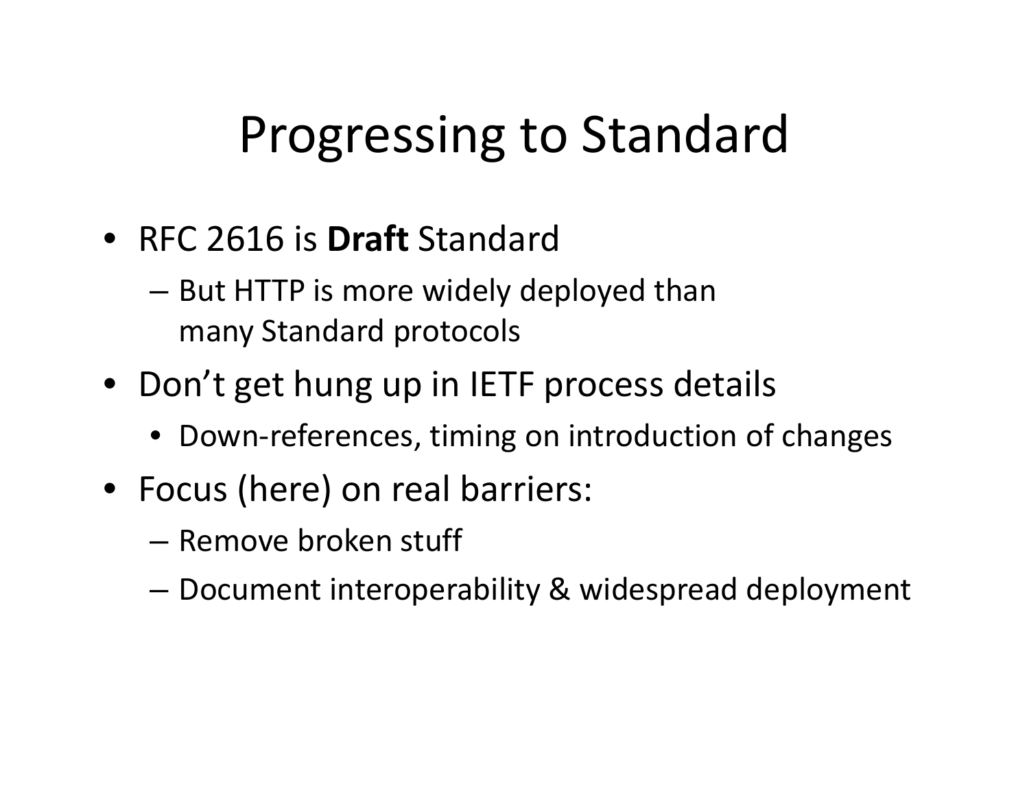# Progressing to Standard

- RFC 2616 is **Draft** Standard
  - But HTTP is more widely deployed than many Standard protocols
- Don't get hung up in IETF process details
  - Down-references, timing on introduction of changes
- Focus (here) on real barriers:
  - Remove broken stuff
  - Document interoperability & widespread deployment